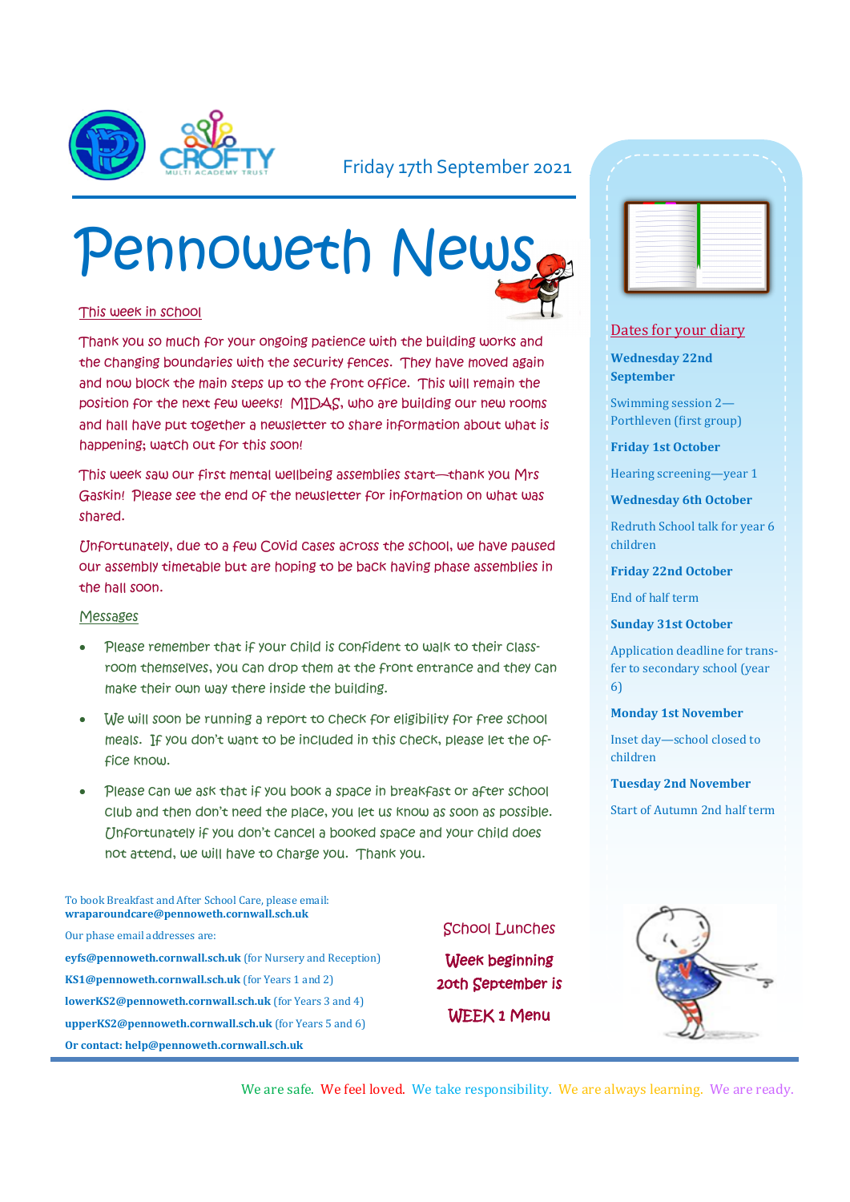Friday 17th September 2021

# Pennoweth News

## This week in school

Thank you so much for your ongoing patience with the building works and the changing boundaries with the security fences. They have moved again and now block the main steps up to the front office. This will remain the position for the next few weeks! MIDAS, who are building our new rooms and hall have put together a newsletter to share information about what is happening; watch out for this soon!

This week saw our first mental wellbeing assemblies start—thank you Mrs Gaskin! Please see the end of the newsletter for information on what was shared.

Unfortunately, due to a few Covid cases across the school, we have paused our assembly timetable but are hoping to be back having phase assemblies in the hall soon.

## Messages

- Please remember that if your child is confident to walk to their classroom themselves, you can drop them at the front entrance and they can make their own way there inside the building.
- We will soon be running a report to check for eligibility for free school meals. If you don't want to be included in this check, please let the office know.
- Please can we ask that if you book a space in breakfast or after school club and then don't need the place, you let us know as soon as possible. Unfortunately if you don't cancel a booked space and your child does not attend, we will have to charge you. Thank you.

To book Breakfast and After School Care, please email: **wraparoundcare@pennoweth.cornwall.sch.uk**

Our phase email addresses are:

**eyfs@pennoweth.cornwall.sch.uk** (for Nursery and Reception)

**KS1@pennoweth.cornwall.sch.uk** (for Years 1 and 2)

**lowerKS2@pennoweth.cornwall.sch.uk** (for Years 3 and 4)

**upperKS2@pennoweth.cornwall.sch.uk** (for Years 5 and 6)

**Or contact: help@pennoweth.cornwall.sch.uk**

## School Lunches

**Week beginning 20th September is**

**WEEK 1 Menu**

## Dates for your diary

**Wednesday 22nd September**

Swimming session 2—Porthleven (first group)

**Friday 1st October**

Hearing screening—year 1

**Wednesday 6th October**

Redruth School talk for year 6 children

**Friday 22nd October**

End of half term

**Sunday 31st October**

Application deadline for transfer to secondary school (year 6)

**Monday 1st November**

Inset day—school closed to children

**Tuesday 2nd November**

Start of Autumn 2nd half term

We are safe. We feel loved. We take responsibility. We are always learning. We are ready.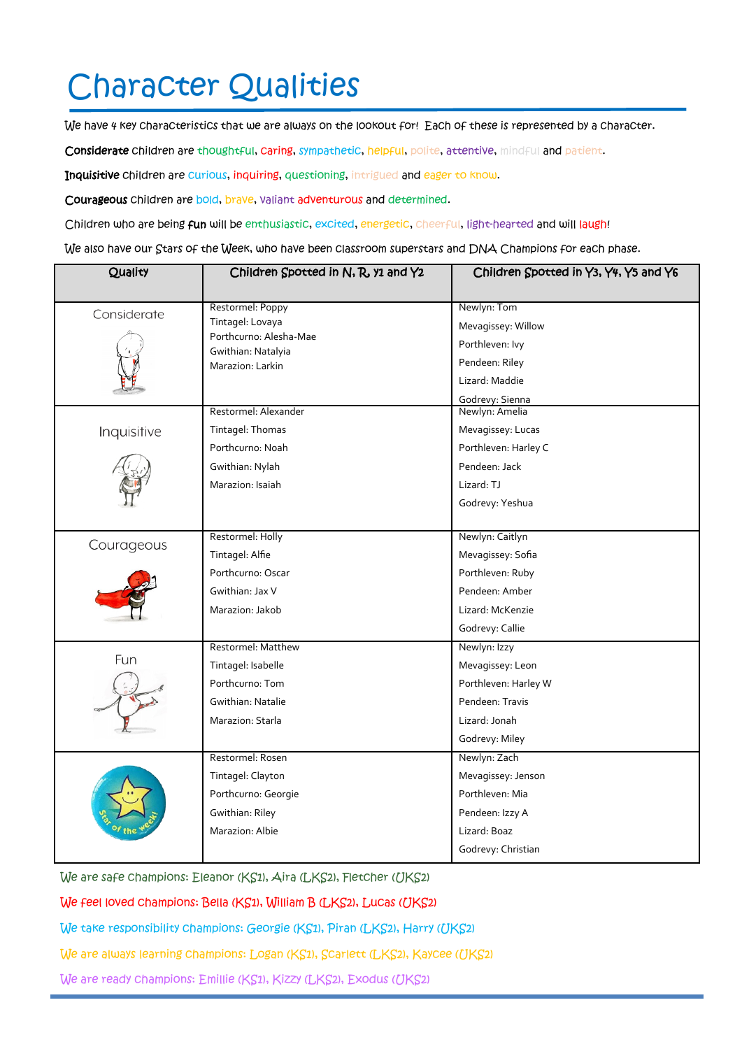# Character Qualities

We have 4 key characteristics that we are always on the lookout for! Each of these is represented by a character.

**Considerate** children are thoughtful, caring, sympathetic, helpful, polite, attentive, mindful and patient.

**Inquisitive** children are curious, inquiring, questioning, intrigued and eager to know.

**Courageous** children are bold, brave, valiant adventurous and determined.

Children who are being **fun** will be enthusiastic, excited, energetic, cheerful, light-hearted and will laugh!

We also have our Stars of the Week, who have been classroom superstars and DNA Champions for each phase.

| Quality | Children Spotted in N, R, Y1 and Y2 | Children Spotted in Y3, Y4, Y5 and Y6 |
|---|---|---|
| Considerate | Restormel: Poppy<br>Tintagel: Lovaya<br>Porthcurno: Alesha-Mae<br>Gwithian: Natalyia<br>Marazion: Larkin | Newlyn: Tom<br>Mevagissey: Willow<br>Porthleven: Ivy<br>Pendeen: Riley<br>Lizard: Maddie<br>Godrevy: Sienna |
| Inquisitive | Restormel: Alexander<br>Tintagel: Thomas<br>Porthcurno: Noah<br>Gwithian: Nylah<br>Marazion: Isaiah | Newlyn: Amelia<br>Mevagissey: Lucas<br>Porthleven: Harley C<br>Pendeen: Jack<br>Lizard: TJ<br>Godrevy: Yeshua |
| Courageous | Restormel: Holly<br>Tintagel: Alfie<br>Porthcurno: Oscar<br>Gwithian: Jax V<br>Marazion: Jakob | Newlyn: Caitlyn<br>Mevagissey: Sofia<br>Porthleven: Ruby<br>Pendeen: Amber<br>Lizard: McKenzie<br>Godrevy: Callie |
| Fun | Restormel: Matthew<br>Tintagel: Isabelle<br>Porthcurno: Tom<br>Gwithian: Natalie<br>Marazion: Starla | Newlyn: Izzy<br>Mevagissey: Leon<br>Porthleven: Harley W<br>Pendeen: Travis<br>Lizard: Jonah<br>Godrevy: Miley |
| Star of the week! | Restormel: Rosen<br>Tintagel: Clayton<br>Porthcurno: Georgie<br>Gwithian: Riley<br>Marazion: Albie | Newlyn: Zach<br>Mevagissey: Jenson<br>Porthleven: Mia<br>Pendeen: Izzy A<br>Lizard: Boaz<br>Godrevy: Christian |

We are safe champions: Eleanor (KS1), Aira (LKS2), Fletcher (UKS2)

We feel loved champions: Bella (KS1), William B (LKS2), Lucas (UKS2)

We take responsibility champions: Georgie (KS1), Piran (LKS2), Harry (UKS2)

We are always learning champions: Logan (KS1), Scarlett (LKS2), Kaycee (UKS2)

We are ready champions: Emillie (KS1), Kizzy (LKS2), Exodus (UKS2)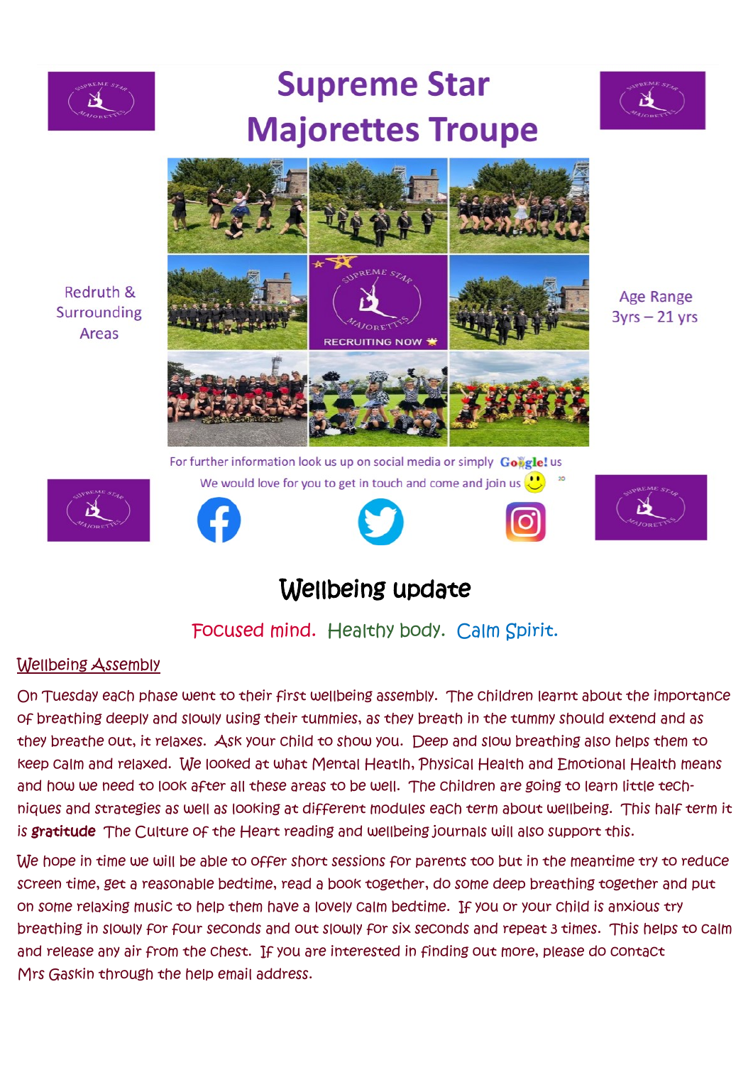# Supreme Star Majorettes Troupe

Redruth & Surrounding Areas

Age Range 3yrs – 21 yrs

For further information look us up on social media or simply Google! us

We would love for you to get in touch and come and join us

# Wellbeing update

Focused mind. Healthy body. Calm Spirit.

## Wellbeing Assembly

On Tuesday each phase went to their first wellbeing assembly. The children learnt about the importance of breathing deeply and slowly using their tummies, as they breath in the tummy should extend and as they breathe out, it relaxes. Ask your child to show you. Deep and slow breathing also helps them to keep calm and relaxed. We looked at what Mental Heatlh, Physical Health and Emotional Health means and how we need to look after all these areas to be well. The children are going to learn little techniques and strategies as well as looking at different modules each term about wellbeing. This half term it is **gratitude** The Culture of the Heart reading and wellbeing journals will also support this.

We hope in time we will be able to offer short sessions for parents too but in the meantime try to reduce screen time, get a reasonable bedtime, read a book together, do some deep breathing together and put on some relaxing music to help them have a lovely calm bedtime. If you or your child is anxious try breathing in slowly for four seconds and out slowly for six seconds and repeat 3 times. This helps to calm and release any air from the chest. If you are interested in finding out more, please do contact Mrs Gaskin through the help email address.